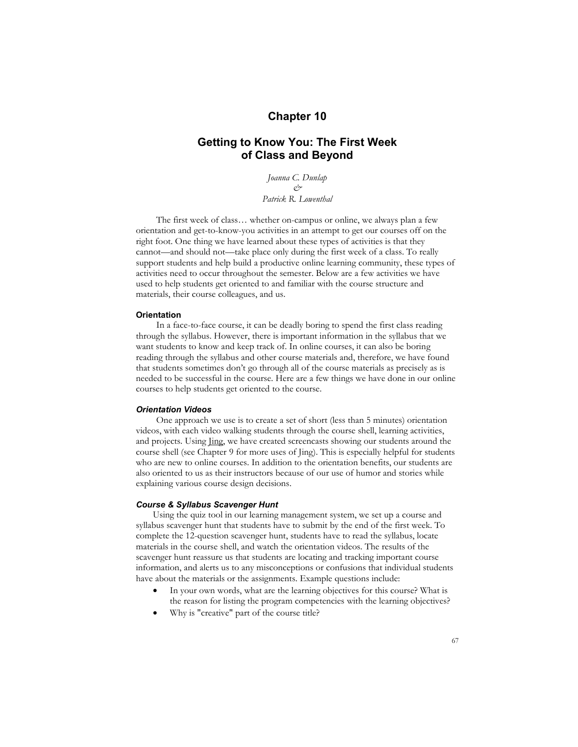# Chapter 10

## Getting to Know You: The First Week of Class and Beyond

*Joanna C. Dunlap*
*&*
*Patrick R. Lowenthal*

The first week of class… whether on-campus or online, we always plan a few orientation and get-to-know-you activities in an attempt to get our courses off on the right foot. One thing we have learned about these types of activities is that they cannot—and should not—take place only during the first week of a class. To really support students and help build a productive online learning community, these types of activities need to occur throughout the semester. Below are a few activities we have used to help students get oriented to and familiar with the course structure and materials, their course colleagues, and us.

### Orientation

In a face-to-face course, it can be deadly boring to spend the first class reading through the syllabus. However, there is important information in the syllabus that we want students to know and keep track of. In online courses, it can also be boring reading through the syllabus and other course materials and, therefore, we have found that students sometimes don't go through all of the course materials as precisely as is needed to be successful in the course. Here are a few things we have done in our online courses to help students get oriented to the course.

#### *Orientation Videos*

One approach we use is to create a set of short (less than 5 minutes) orientation videos, with each video walking students through the course shell, learning activities, and projects. Using Jing, we have created screencasts showing our students around the course shell (see Chapter 9 for more uses of Jing). This is especially helpful for students who are new to online courses. In addition to the orientation benefits, our students are also oriented to us as their instructors because of our use of humor and stories while explaining various course design decisions.

#### *Course & Syllabus Scavenger Hunt*

Using the quiz tool in our learning management system, we set up a course and syllabus scavenger hunt that students have to submit by the end of the first week. To complete the 12-question scavenger hunt, students have to read the syllabus, locate materials in the course shell, and watch the orientation videos. The results of the scavenger hunt reassure us that students are locating and tracking important course information, and alerts us to any misconceptions or confusions that individual students have about the materials or the assignments. Example questions include:

- In your own words, what are the learning objectives for this course? What is the reason for listing the program competencies with the learning objectives?
- Why is "creative" part of the course title?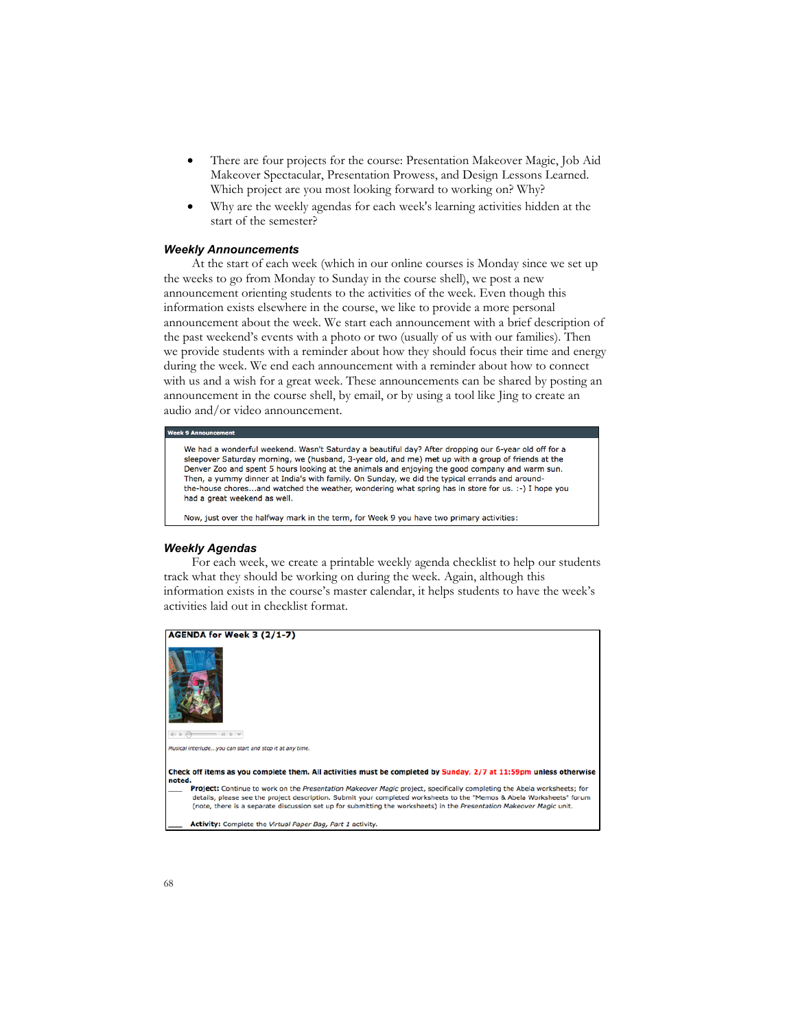- There are four projects for the course: Presentation Makeover Magic, Job Aid Makeover Spectacular, Presentation Prowess, and Design Lessons Learned. Which project are you most looking forward to working on? Why?
- Why are the weekly agendas for each week's learning activities hidden at the start of the semester?

### *Weekly Announcements*

At the start of each week (which in our online courses is Monday since we set up the weeks to go from Monday to Sunday in the course shell), we post a new announcement orienting students to the activities of the week. Even though this information exists elsewhere in the course, we like to provide a more personal announcement about the week. We start each announcement with a brief description of the past weekend's events with a photo or two (usually of us with our families). Then we provide students with a reminder about how they should focus their time and energy during the week. We end each announcement with a reminder about how to connect with us and a wish for a great week. These announcements can be shared by posting an announcement in the course shell, by email, or by using a tool like Jing to create an audio and/or video announcement.

> **Week 9 Announcement**
>
> We had a wonderful weekend. Wasn't Saturday a beautiful day? After dropping our 6-year old off for a sleepover Saturday morning, we (husband, 3-year old, and me) met up with a group of friends at the Denver Zoo and spent 5 hours looking at the animals and enjoying the good company and warm sun. Then, a yummy dinner at India's with family. On Sunday, we did the typical errands and around-the-house chores...and watched the weather, wondering what spring has in store for us. :-) I hope you had a great weekend as well.
>
> Now, just over the halfway mark in the term, for Week 9 you have two primary activities:

### *Weekly Agendas*

For each week, we create a printable weekly agenda checklist to help our students track what they should be working on during the week. Again, although this information exists in the course's master calendar, it helps students to have the week's activities laid out in checklist format.

> **AGENDA for Week 3 (2/1-7)**
>
> *Musical interlude...you can start and stop it at any time.*
>
> **Check off items as you complete them. All activities must be completed by Sunday, 2/7 at 11:59pm unless otherwise noted.**
>
> ___ **Project:** Continue to work on the *Presentation Makeover Magic* project, specifically completing the Abela worksheets; for details, please see the project description. Submit your completed worksheets to the "Memos & Abela Worksheets" forum (note, there is a separate discussion set up for submitting the worksheets) in the *Presentation Makeover Magic* unit.
>
> ___ **Activity:** Complete the *Virtual Paper Bag, Part 1* activity.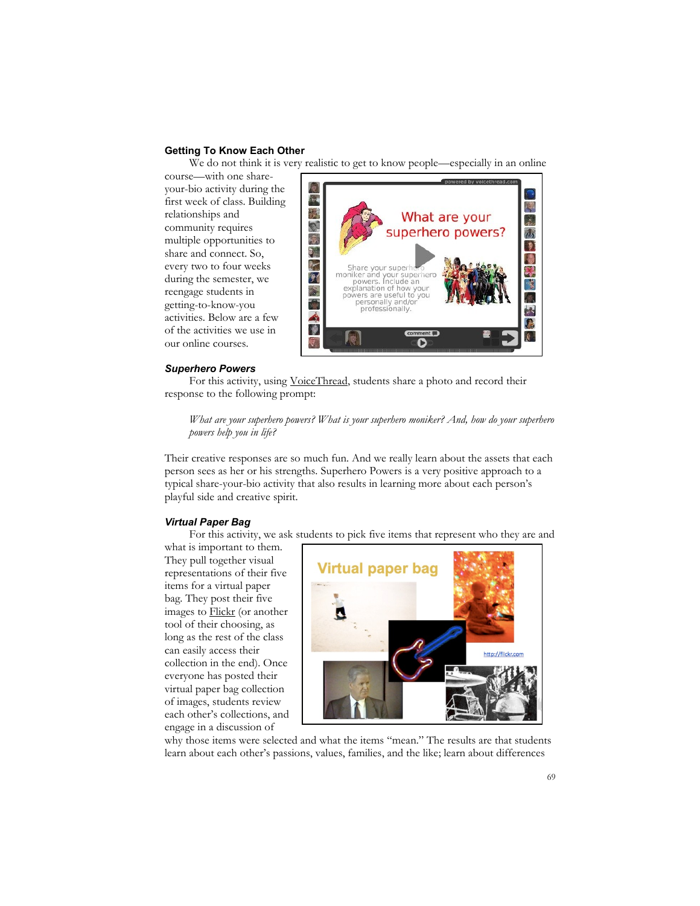### Getting To Know Each Other

We do not think it is very realistic to get to know people—especially in an online course—with one share-your-bio activity during the first week of class. Building relationships and community requires multiple opportunities to share and connect. So, every two to four weeks during the semester, we reengage students in getting-to-know-you activities. Below are a few of the activities we use in our online courses.

#### *Superhero Powers*

For this activity, using VoiceThread, students share a photo and record their response to the following prompt:

> *What are your superhero powers? What is your superhero moniker? And, how do your superhero powers help you in life?*

Their creative responses are so much fun. And we really learn about the assets that each person sees as her or his strengths. Superhero Powers is a very positive approach to a typical share-your-bio activity that also results in learning more about each person's playful side and creative spirit.

#### *Virtual Paper Bag*

For this activity, we ask students to pick five items that represent who they are and what is important to them. They pull together visual representations of their five items for a virtual paper bag. They post their five images to Flickr (or another tool of their choosing, as long as the rest of the class can easily access their collection in the end). Once everyone has posted their virtual paper bag collection of images, students review each other's collections, and engage in a discussion of why those items were selected and what the items "mean." The results are that students learn about each other's passions, values, families, and the like; learn about differences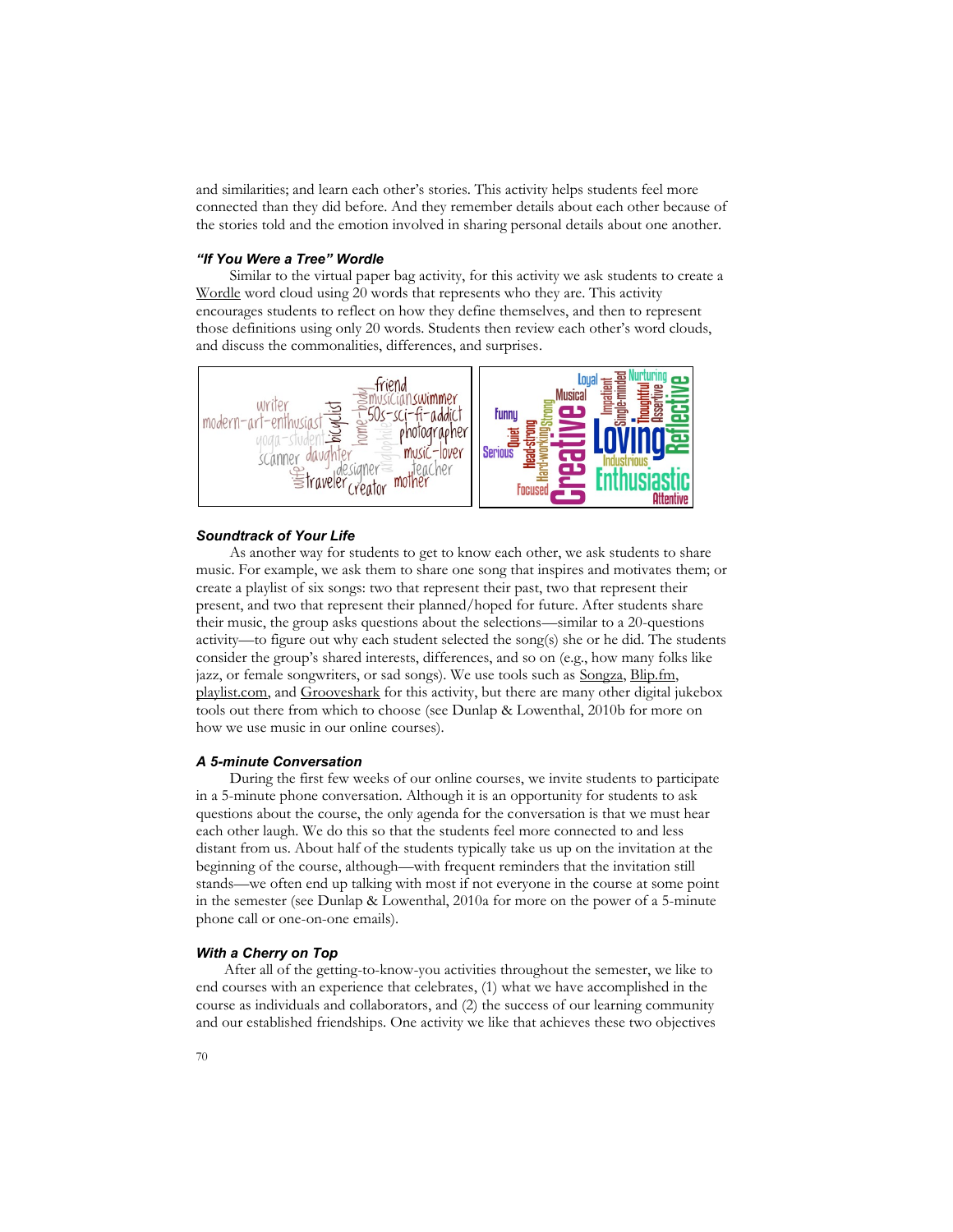and similarities; and learn each other's stories. This activity helps students feel more connected than they did before. And they remember details about each other because of the stories told and the emotion involved in sharing personal details about one another.

#### *"If You Were a Tree" Wordle*

Similar to the virtual paper bag activity, for this activity we ask students to create a Wordle word cloud using 20 words that represents who they are. This activity encourages students to reflect on how they define themselves, and then to represent those definitions using only 20 words. Students then review each other's word clouds, and discuss the commonalities, differences, and surprises.

#### *Soundtrack of Your Life*

As another way for students to get to know each other, we ask students to share music. For example, we ask them to share one song that inspires and motivates them; or create a playlist of six songs: two that represent their past, two that represent their present, and two that represent their planned/hoped for future. After students share their music, the group asks questions about the selections—similar to a 20-questions activity—to figure out why each student selected the song(s) she or he did. The students consider the group's shared interests, differences, and so on (e.g., how many folks like jazz, or female songwriters, or sad songs). We use tools such as Songza, Blip.fm, playlist.com, and Grooveshark for this activity, but there are many other digital jukebox tools out there from which to choose (see Dunlap & Lowenthal, 2010b for more on how we use music in our online courses).

#### *A 5-minute Conversation*

During the first few weeks of our online courses, we invite students to participate in a 5-minute phone conversation. Although it is an opportunity for students to ask questions about the course, the only agenda for the conversation is that we must hear each other laugh. We do this so that the students feel more connected to and less distant from us. About half of the students typically take us up on the invitation at the beginning of the course, although—with frequent reminders that the invitation still stands—we often end up talking with most if not everyone in the course at some point in the semester (see Dunlap & Lowenthal, 2010a for more on the power of a 5-minute phone call or one-on-one emails).

#### *With a Cherry on Top*

After all of the getting-to-know-you activities throughout the semester, we like to end courses with an experience that celebrates, (1) what we have accomplished in the course as individuals and collaborators, and (2) the success of our learning community and our established friendships. One activity we like that achieves these two objectives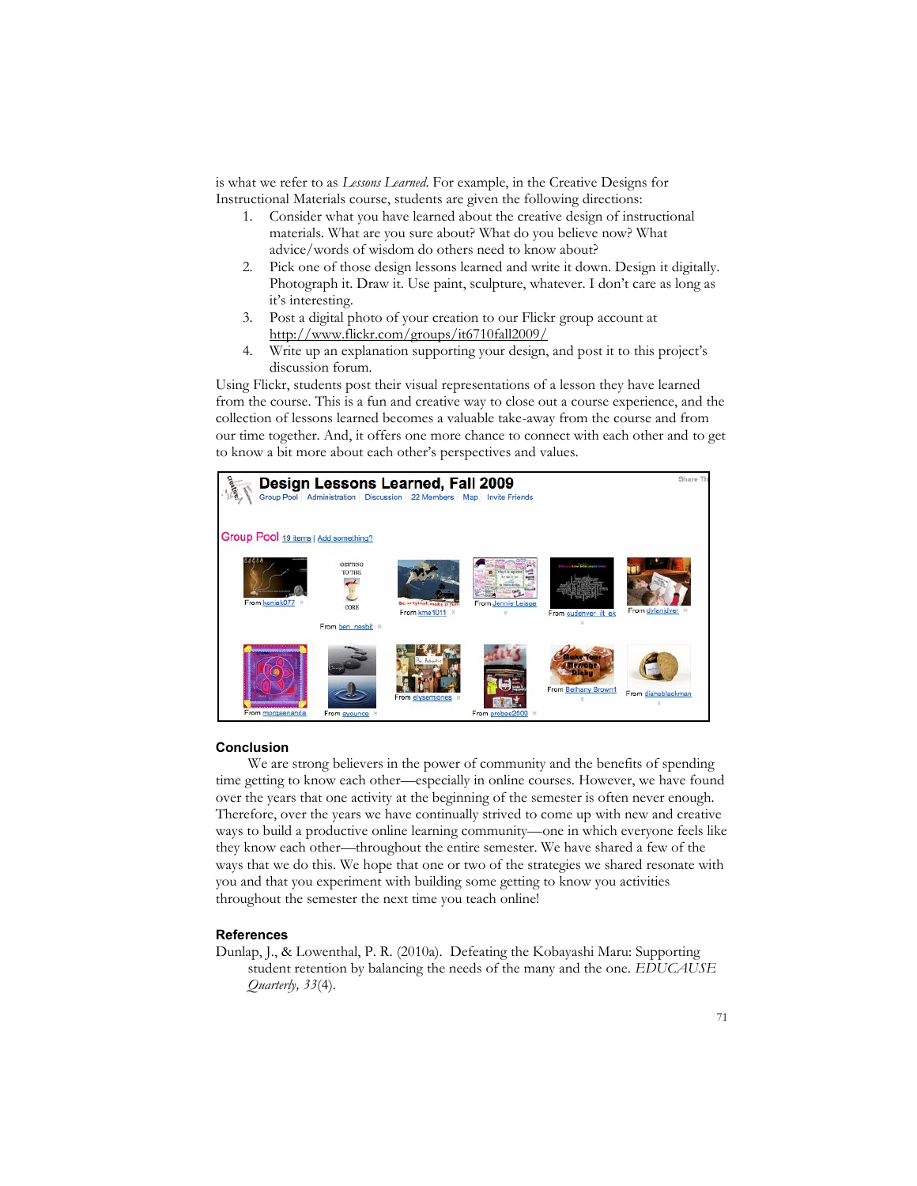is what we refer to as *Lessons Learned*. For example, in the Creative Designs for Instructional Materials course, students are given the following directions:

1. Consider what you have learned about the creative design of instructional materials. What are you sure about? What do you believe now? What advice/words of wisdom do others need to know about?
2. Pick one of those design lessons learned and write it down. Design it digitally. Photograph it. Draw it. Use paint, sculpture, whatever. I don't care as long as it's interesting.
3. Post a digital photo of your creation to our Flickr group account at http://www.flickr.com/groups/it6710fall2009/
4. Write up an explanation supporting your design, and post it to this project's discussion forum.

Using Flickr, students post their visual representations of a lesson they have learned from the course. This is a fun and creative way to close out a course experience, and the collection of lessons learned becomes a valuable take-away from the course and from our time together. And, it offers one more chance to connect with each other and to get to know a bit more about each other's perspectives and values.

## Conclusion

We are strong believers in the power of community and the benefits of spending time getting to know each other—especially in online courses. However, we have found over the years that one activity at the beginning of the semester is often never enough. Therefore, over the years we have continually strived to come up with new and creative ways to build a productive online learning community—one in which everyone feels like they know each other—throughout the entire semester. We have shared a few of the ways that we do this. We hope that one or two of the strategies we shared resonate with you and that you experiment with building some getting to know you activities throughout the semester the next time you teach online!

## References

Dunlap, J., & Lowenthal, P. R. (2010a). Defeating the Kobayashi Maru: Supporting student retention by balancing the needs of the many and the one. *EDUCAUSE Quarterly, 33*(4).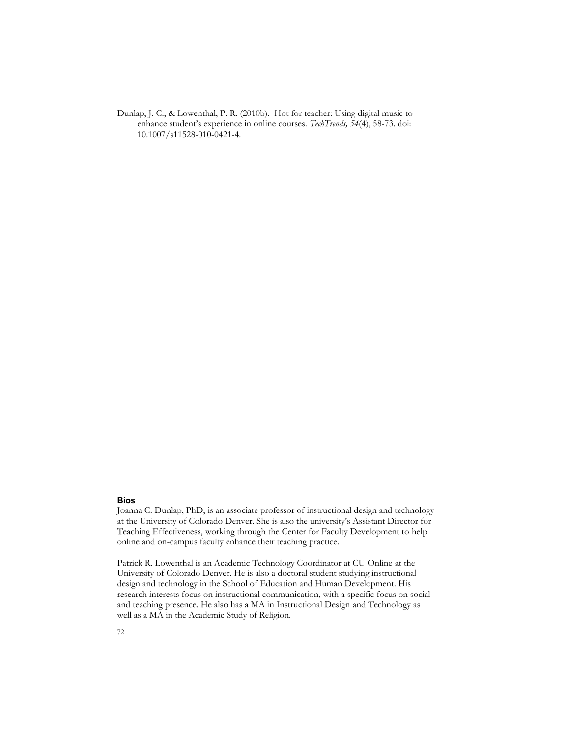Dunlap, J. C., & Lowenthal, P. R. (2010b). Hot for teacher: Using digital music to enhance student's experience in online courses. *TechTrends, 54*(4), 58-73. doi: 10.1007/s11528-010-0421-4.

## Bios

Joanna C. Dunlap, PhD, is an associate professor of instructional design and technology at the University of Colorado Denver. She is also the university's Assistant Director for Teaching Effectiveness, working through the Center for Faculty Development to help online and on-campus faculty enhance their teaching practice.

Patrick R. Lowenthal is an Academic Technology Coordinator at CU Online at the University of Colorado Denver. He is also a doctoral student studying instructional design and technology in the School of Education and Human Development. His research interests focus on instructional communication, with a specific focus on social and teaching presence. He also has a MA in Instructional Design and Technology as well as a MA in the Academic Study of Religion.